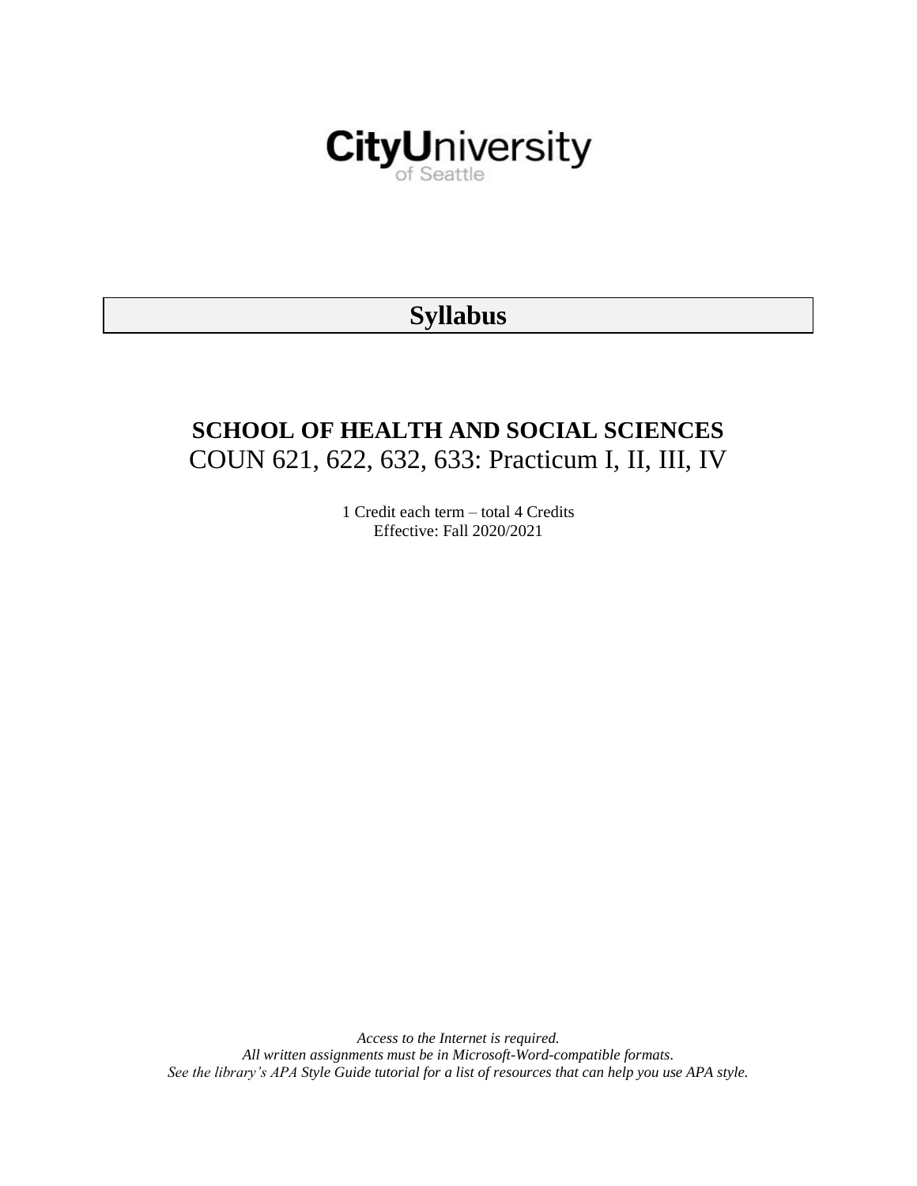CityUniversity of Seattle

# Syllabus

## SCHOOL OF HEALTH AND SOCIAL SCIENCES

COUN 621, 622, 632, 633: Practicum I, II, III, IV

1 Credit each term – total 4 Credits
Effective: Fall 2020/2021

*Access to the Internet is required.*
*All written assignments must be in Microsoft-Word-compatible formats.*
*See the library's APA Style Guide tutorial for a list of resources that can help you use APA style.*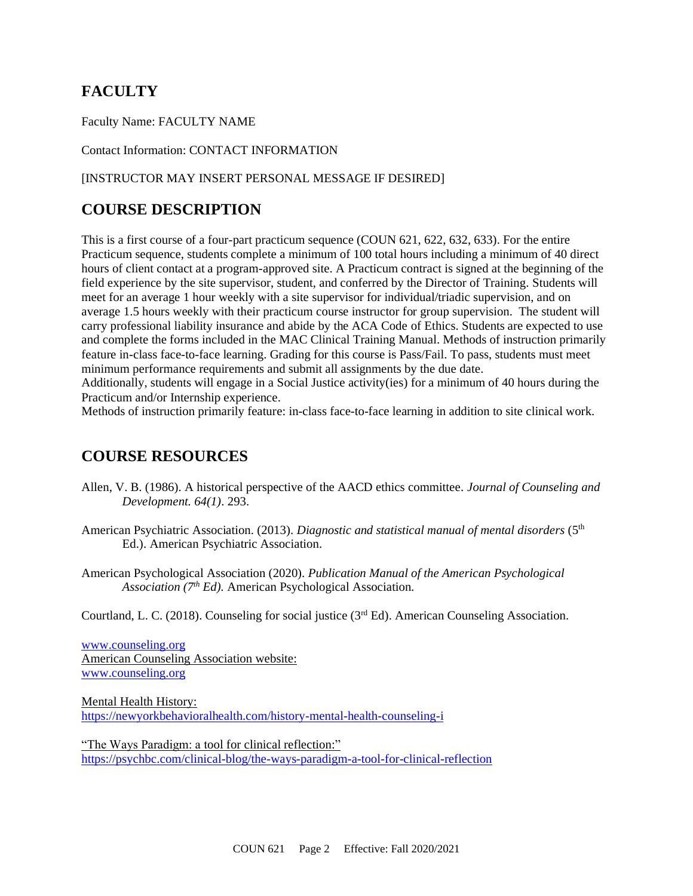## FACULTY

Faculty Name: FACULTY NAME

Contact Information: CONTACT INFORMATION

[INSTRUCTOR MAY INSERT PERSONAL MESSAGE IF DESIRED]

## COURSE DESCRIPTION

This is a first course of a four-part practicum sequence (COUN 621, 622, 632, 633). For the entire Practicum sequence, students complete a minimum of 100 total hours including a minimum of 40 direct hours of client contact at a program-approved site. A Practicum contract is signed at the beginning of the field experience by the site supervisor, student, and conferred by the Director of Training. Students will meet for an average 1 hour weekly with a site supervisor for individual/triadic supervision, and on average 1.5 hours weekly with their practicum course instructor for group supervision. The student will carry professional liability insurance and abide by the ACA Code of Ethics. Students are expected to use and complete the forms included in the MAC Clinical Training Manual. Methods of instruction primarily feature in-class face-to-face learning. Grading for this course is Pass/Fail. To pass, students must meet minimum performance requirements and submit all assignments by the due date.
Additionally, students will engage in a Social Justice activity(ies) for a minimum of 40 hours during the Practicum and/or Internship experience.
Methods of instruction primarily feature: in-class face-to-face learning in addition to site clinical work.

## COURSE RESOURCES

Allen, V. B. (1986). A historical perspective of the AACD ethics committee. *Journal of Counseling and Development. 64(1)*. 293.

American Psychiatric Association. (2013). *Diagnostic and statistical manual of mental disorders* (5th Ed.). American Psychiatric Association.

American Psychological Association (2020). *Publication Manual of the American Psychological Association (7th Ed).* American Psychological Association.

Courtland, L. C. (2018). Counseling for social justice (3rd Ed). American Counseling Association.

[www.counseling.org](http://www.counseling.org)
American Counseling Association website:
[www.counseling.org](http://www.counseling.org)

Mental Health History:
[https://newyorkbehavioralhealth.com/history-mental-health-counseling-i](https://newyorkbehavioralhealth.com/history-mental-health-counseling-i)

"The Ways Paradigm: a tool for clinical reflection:"
[https://psychbc.com/clinical-blog/the-ways-paradigm-a-tool-for-clinical-reflection](https://psychbc.com/clinical-blog/the-ways-paradigm-a-tool-for-clinical-reflection)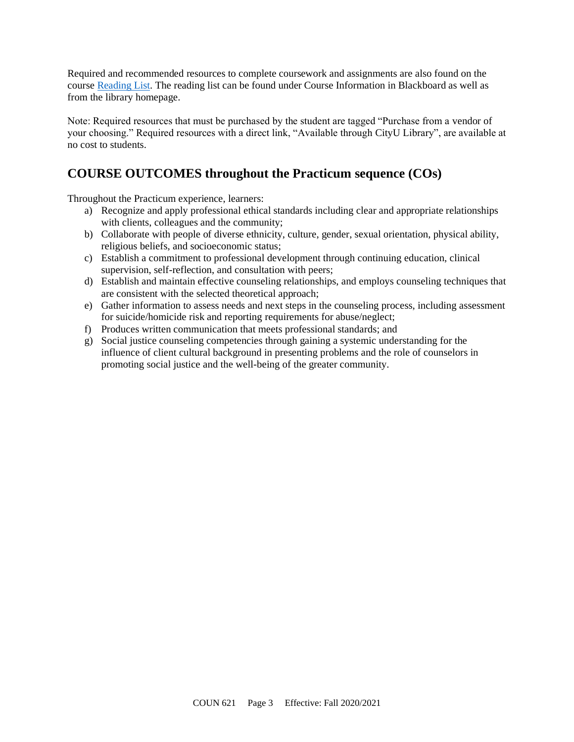Required and recommended resources to complete coursework and assignments are also found on the course [Reading List](). The reading list can be found under Course Information in Blackboard as well as from the library homepage.

Note: Required resources that must be purchased by the student are tagged "Purchase from a vendor of your choosing." Required resources with a direct link, "Available through CityU Library", are available at no cost to students.

## COURSE OUTCOMES throughout the Practicum sequence (COs)

Throughout the Practicum experience, learners:

a) Recognize and apply professional ethical standards including clear and appropriate relationships with clients, colleagues and the community;
b) Collaborate with people of diverse ethnicity, culture, gender, sexual orientation, physical ability, religious beliefs, and socioeconomic status;
c) Establish a commitment to professional development through continuing education, clinical supervision, self-reflection, and consultation with peers;
d) Establish and maintain effective counseling relationships, and employs counseling techniques that are consistent with the selected theoretical approach;
e) Gather information to assess needs and next steps in the counseling process, including assessment for suicide/homicide risk and reporting requirements for abuse/neglect;
f) Produces written communication that meets professional standards; and
g) Social justice counseling competencies through gaining a systemic understanding for the influence of client cultural background in presenting problems and the role of counselors in promoting social justice and the well-being of the greater community.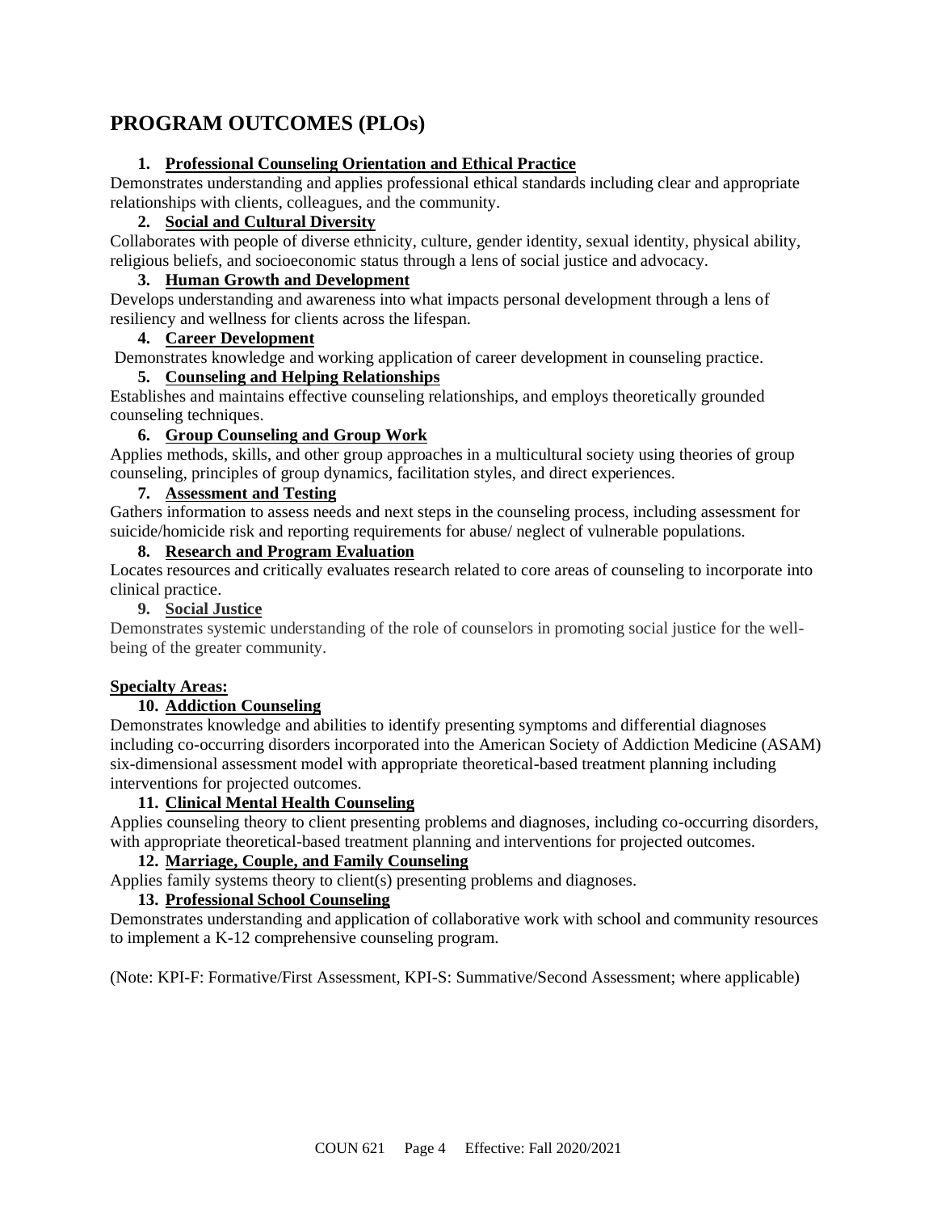## PROGRAM OUTCOMES (PLOs)

1. **Professional Counseling Orientation and Ethical Practice**

Demonstrates understanding and applies professional ethical standards including clear and appropriate relationships with clients, colleagues, and the community.

2. **Social and Cultural Diversity**

Collaborates with people of diverse ethnicity, culture, gender identity, sexual identity, physical ability, religious beliefs, and socioeconomic status through a lens of social justice and advocacy.

3. **Human Growth and Development**

Develops understanding and awareness into what impacts personal development through a lens of resiliency and wellness for clients across the lifespan.

4. **Career Development**

Demonstrates knowledge and working application of career development in counseling practice.

5. **Counseling and Helping Relationships**

Establishes and maintains effective counseling relationships, and employs theoretically grounded counseling techniques.

6. **Group Counseling and Group Work**

Applies methods, skills, and other group approaches in a multicultural society using theories of group counseling, principles of group dynamics, facilitation styles, and direct experiences.

7. **Assessment and Testing**

Gathers information to assess needs and next steps in the counseling process, including assessment for suicide/homicide risk and reporting requirements for abuse/ neglect of vulnerable populations.

8. **Research and Program Evaluation**

Locates resources and critically evaluates research related to core areas of counseling to incorporate into clinical practice.

9. **Social Justice**

Demonstrates systemic understanding of the role of counselors in promoting social justice for the well-being of the greater community.

**Specialty Areas:**

10. **Addiction Counseling**

Demonstrates knowledge and abilities to identify presenting symptoms and differential diagnoses including co-occurring disorders incorporated into the American Society of Addiction Medicine (ASAM) six-dimensional assessment model with appropriate theoretical-based treatment planning including interventions for projected outcomes.

11. **Clinical Mental Health Counseling**

Applies counseling theory to client presenting problems and diagnoses, including co-occurring disorders, with appropriate theoretical-based treatment planning and interventions for projected outcomes.

12. **Marriage, Couple, and Family Counseling**

Applies family systems theory to client(s) presenting problems and diagnoses.

13. **Professional School Counseling**

Demonstrates understanding and application of collaborative work with school and community resources to implement a K-12 comprehensive counseling program.

(Note: KPI-F: Formative/First Assessment, KPI-S: Summative/Second Assessment; where applicable)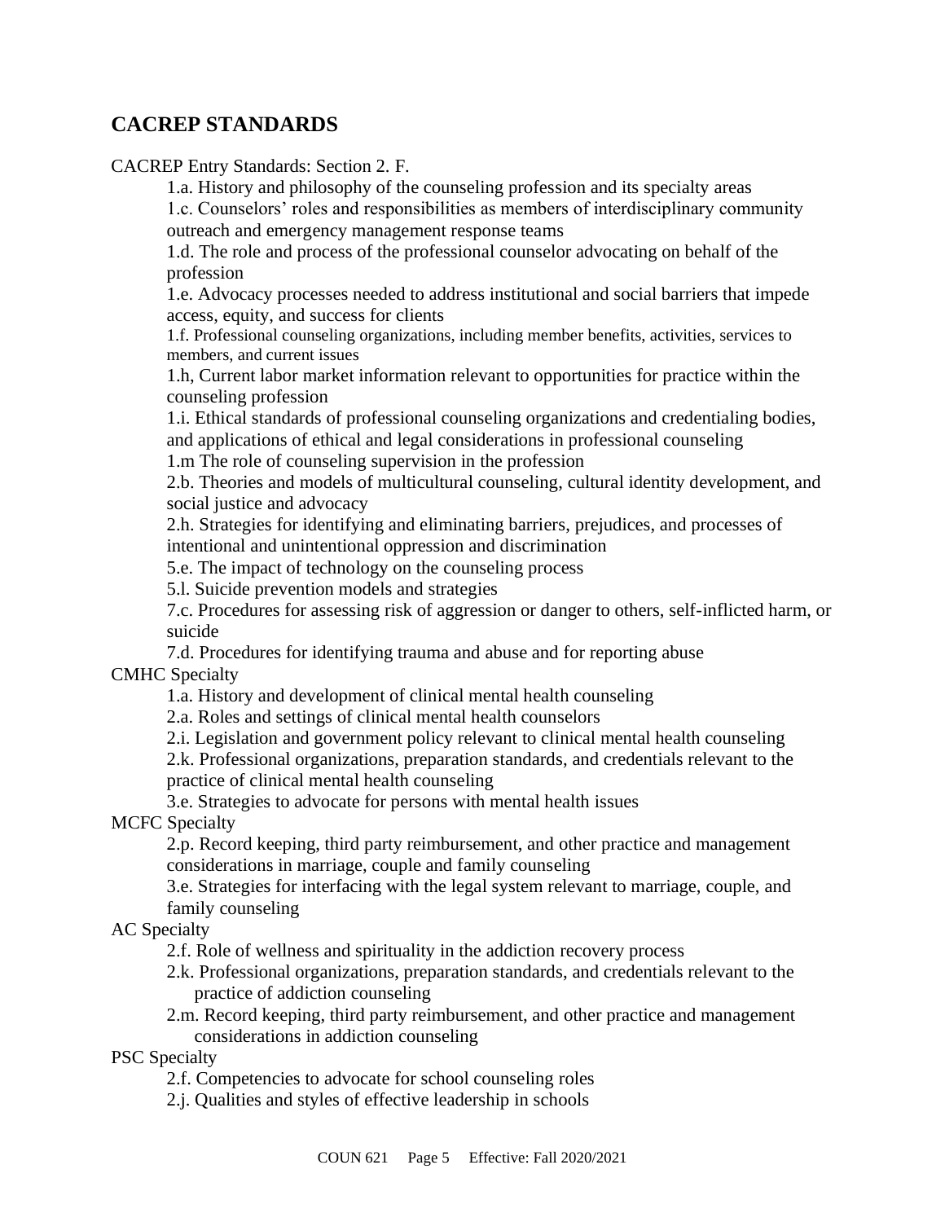## CACREP STANDARDS

CACREP Entry Standards: Section 2. F.

- 1.a. History and philosophy of the counseling profession and its specialty areas
- 1.c. Counselors' roles and responsibilities as members of interdisciplinary community outreach and emergency management response teams
- 1.d. The role and process of the professional counselor advocating on behalf of the profession
- 1.e. Advocacy processes needed to address institutional and social barriers that impede access, equity, and success for clients
- 1.f. Professional counseling organizations, including member benefits, activities, services to members, and current issues
- 1.h, Current labor market information relevant to opportunities for practice within the counseling profession
- 1.i. Ethical standards of professional counseling organizations and credentialing bodies, and applications of ethical and legal considerations in professional counseling
- 1.m The role of counseling supervision in the profession
- 2.b. Theories and models of multicultural counseling, cultural identity development, and social justice and advocacy
- 2.h. Strategies for identifying and eliminating barriers, prejudices, and processes of intentional and unintentional oppression and discrimination
- 5.e. The impact of technology on the counseling process
- 5.l. Suicide prevention models and strategies
- 7.c. Procedures for assessing risk of aggression or danger to others, self-inflicted harm, or suicide
- 7.d. Procedures for identifying trauma and abuse and for reporting abuse

CMHC Specialty

- 1.a. History and development of clinical mental health counseling
- 2.a. Roles and settings of clinical mental health counselors
- 2.i. Legislation and government policy relevant to clinical mental health counseling
- 2.k. Professional organizations, preparation standards, and credentials relevant to the practice of clinical mental health counseling
- 3.e. Strategies to advocate for persons with mental health issues

MCFC Specialty

- 2.p. Record keeping, third party reimbursement, and other practice and management considerations in marriage, couple and family counseling
- 3.e. Strategies for interfacing with the legal system relevant to marriage, couple, and family counseling

AC Specialty

- 2.f. Role of wellness and spirituality in the addiction recovery process
- 2.k. Professional organizations, preparation standards, and credentials relevant to the practice of addiction counseling
- 2.m. Record keeping, third party reimbursement, and other practice and management considerations in addiction counseling

PSC Specialty

- 2.f. Competencies to advocate for school counseling roles
- 2.j. Qualities and styles of effective leadership in schools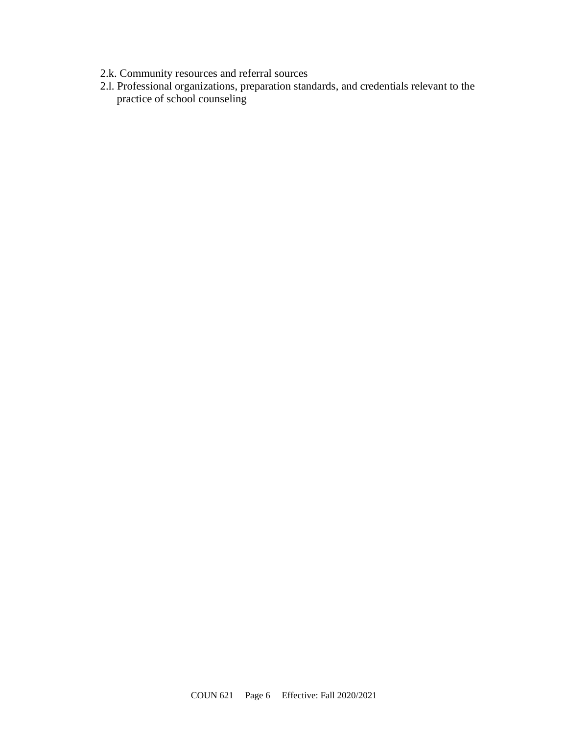2.k. Community resources and referral sources

2.l. Professional organizations, preparation standards, and credentials relevant to the practice of school counseling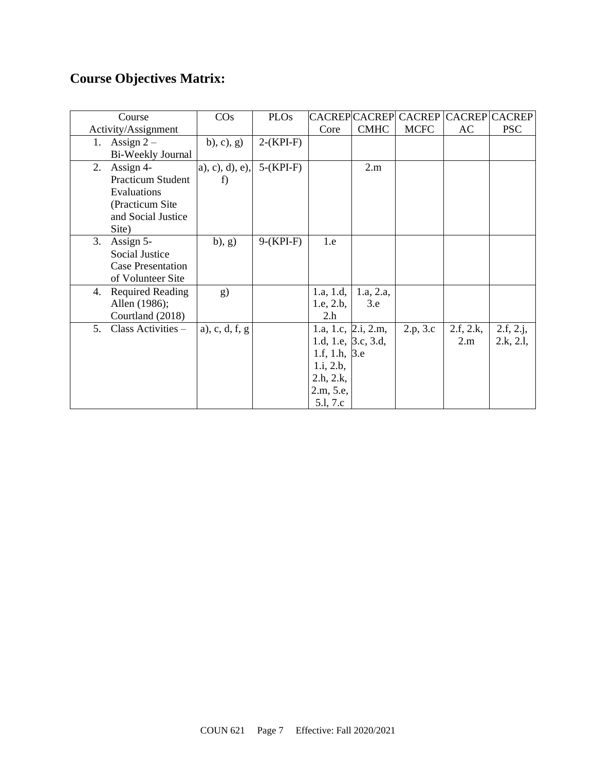## Course Objectives Matrix:

| Course Activity/Assignment | COs | PLOs | CACREP Core | CACREP CMHC | CACREP MCFC | CACREP AC | CACREP PSC |
|---|---|---|---|---|---|---|---|
| 1. Assign 2 – Bi-Weekly Journal | b), c), g) | 2-(KPI-F) | | | | | |
| 2. Assign 4- Practicum Student Evaluations (Practicum Site and Social Justice Site) | a), c), d), e), f) | 5-(KPI-F) | | 2.m | | | |
| 3. Assign 5- Social Justice Case Presentation of Volunteer Site | b), g) | 9-(KPI-F) | 1.e | | | | |
| 4. Required Reading Allen (1986); Courtland (2018) | g) | | 1.a, 1.d, 1.e, 2.b, 2.h | 1.a, 2.a, 3.e | | | |
| 5. Class Activities – | a), c, d, f, g | | 1.a, 1.c, 1.d, 1.e, 1.f, 1.h, 1.i, 2.b, 2.h, 2.k, 2.m, 5.e, 5.l, 7.c | 2.i, 2.m, 3.c, 3.d, 3.e | 2.p, 3.c | 2.f, 2.k, 2.m | 2.f, 2.j, 2.k, 2.l, |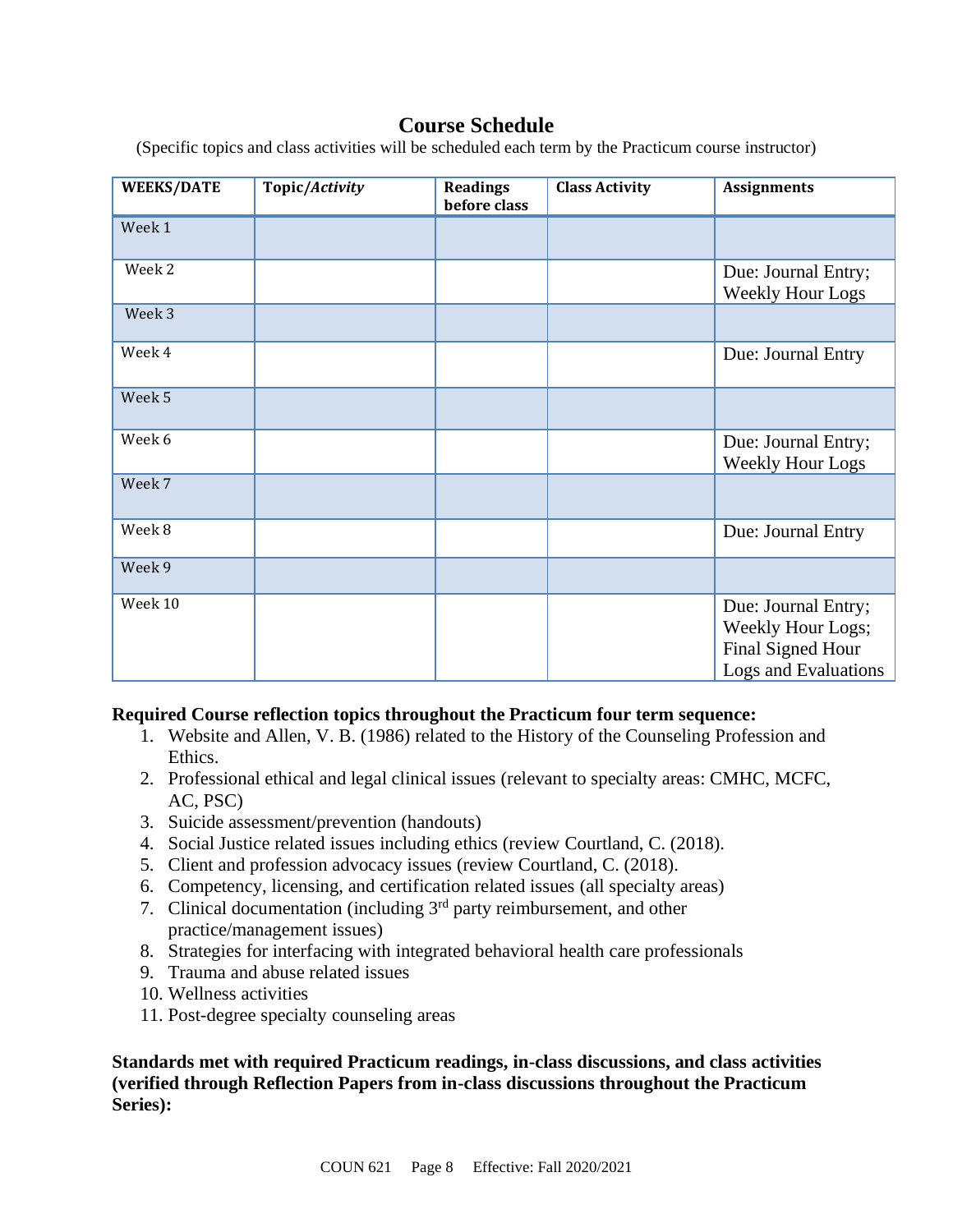## Course Schedule

(Specific topics and class activities will be scheduled each term by the Practicum course instructor)

| WEEKS/DATE | Topic/*Activity* | Readings before class | Class Activity | Assignments |
|---|---|---|---|---|
| Week 1 | | | | |
| Week 2 | | | | Due: Journal Entry; Weekly Hour Logs |
| Week 3 | | | | |
| Week 4 | | | | Due: Journal Entry |
| Week 5 | | | | |
| Week 6 | | | | Due: Journal Entry; Weekly Hour Logs |
| Week 7 | | | | |
| Week 8 | | | | Due: Journal Entry |
| Week 9 | | | | |
| Week 10 | | | | Due: Journal Entry; Weekly Hour Logs; Final Signed Hour Logs and Evaluations |

**Required Course reflection topics throughout the Practicum four term sequence:**

1. Website and Allen, V. B. (1986) related to the History of the Counseling Profession and Ethics.
2. Professional ethical and legal clinical issues (relevant to specialty areas: CMHC, MCFC, AC, PSC)
3. Suicide assessment/prevention (handouts)
4. Social Justice related issues including ethics (review Courtland, C. (2018).
5. Client and profession advocacy issues (review Courtland, C. (2018).
6. Competency, licensing, and certification related issues (all specialty areas)
7. Clinical documentation (including 3rd party reimbursement, and other practice/management issues)
8. Strategies for interfacing with integrated behavioral health care professionals
9. Trauma and abuse related issues
10. Wellness activities
11. Post-degree specialty counseling areas

**Standards met with required Practicum readings, in-class discussions, and class activities (verified through Reflection Papers from in-class discussions throughout the Practicum Series):**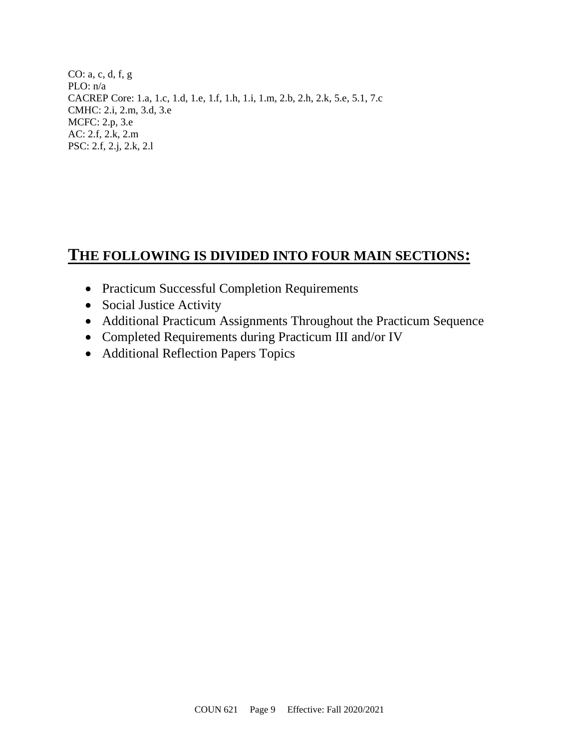CO: a, c, d, f, g
PLO: n/a
CACREP Core: 1.a, 1.c, 1.d, 1.e, 1.f, 1.h, 1.i, 1.m, 2.b, 2.h, 2.k, 5.e, 5.1, 7.c
CMHC: 2.i, 2.m, 3.d, 3.e
MCFC: 2.p, 3.e
AC: 2.f, 2.k, 2.m
PSC: 2.f, 2.j, 2.k, 2.l

## THE FOLLOWING IS DIVIDED INTO FOUR MAIN SECTIONS:

- Practicum Successful Completion Requirements
- Social Justice Activity
- Additional Practicum Assignments Throughout the Practicum Sequence
- Completed Requirements during Practicum III and/or IV
- Additional Reflection Papers Topics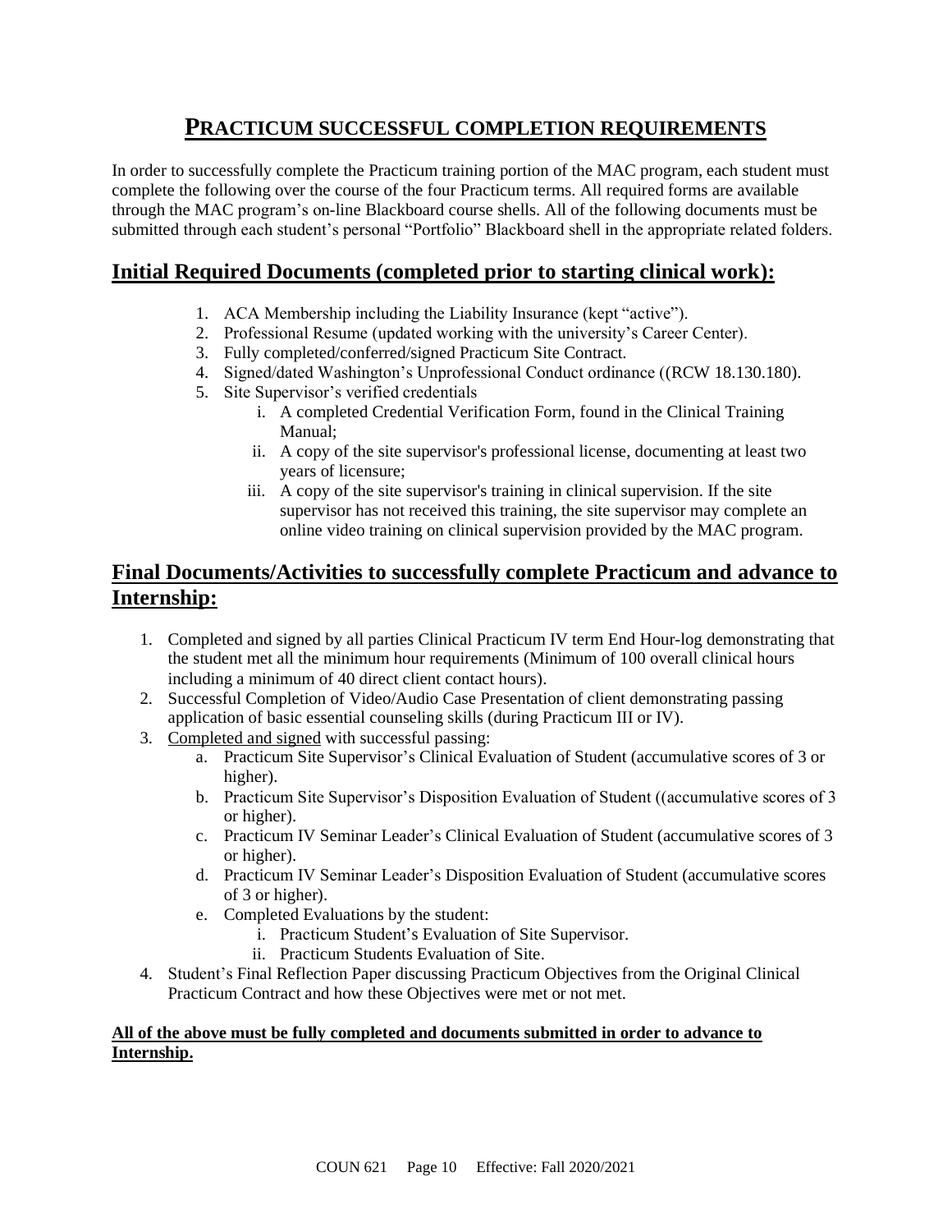# PRACTICUM SUCCESSFUL COMPLETION REQUIREMENTS

In order to successfully complete the Practicum training portion of the MAC program, each student must complete the following over the course of the four Practicum terms. All required forms are available through the MAC program's on-line Blackboard course shells. All of the following documents must be submitted through each student's personal "Portfolio" Blackboard shell in the appropriate related folders.

## Initial Required Documents (completed prior to starting clinical work):

1. ACA Membership including the Liability Insurance (kept "active").
2. Professional Resume (updated working with the university's Career Center).
3. Fully completed/conferred/signed Practicum Site Contract.
4. Signed/dated Washington's Unprofessional Conduct ordinance ((RCW 18.130.180).
5. Site Supervisor's verified credentials
   i. A completed Credential Verification Form, found in the Clinical Training Manual;
   ii. A copy of the site supervisor's professional license, documenting at least two years of licensure;
   iii. A copy of the site supervisor's training in clinical supervision. If the site supervisor has not received this training, the site supervisor may complete an online video training on clinical supervision provided by the MAC program.

## Final Documents/Activities to successfully complete Practicum and advance to Internship:

1. Completed and signed by all parties Clinical Practicum IV term End Hour-log demonstrating that the student met all the minimum hour requirements (Minimum of 100 overall clinical hours including a minimum of 40 direct client contact hours).
2. Successful Completion of Video/Audio Case Presentation of client demonstrating passing application of basic essential counseling skills (during Practicum III or IV).
3. Completed and signed with successful passing:
   a. Practicum Site Supervisor's Clinical Evaluation of Student (accumulative scores of 3 or higher).
   b. Practicum Site Supervisor's Disposition Evaluation of Student ((accumulative scores of 3 or higher).
   c. Practicum IV Seminar Leader's Clinical Evaluation of Student (accumulative scores of 3 or higher).
   d. Practicum IV Seminar Leader's Disposition Evaluation of Student (accumulative scores of 3 or higher).
   e. Completed Evaluations by the student:
      i. Practicum Student's Evaluation of Site Supervisor.
      ii. Practicum Students Evaluation of Site.
4. Student's Final Reflection Paper discussing Practicum Objectives from the Original Clinical Practicum Contract and how these Objectives were met or not met.

**All of the above must be fully completed and documents submitted in order to advance to Internship.**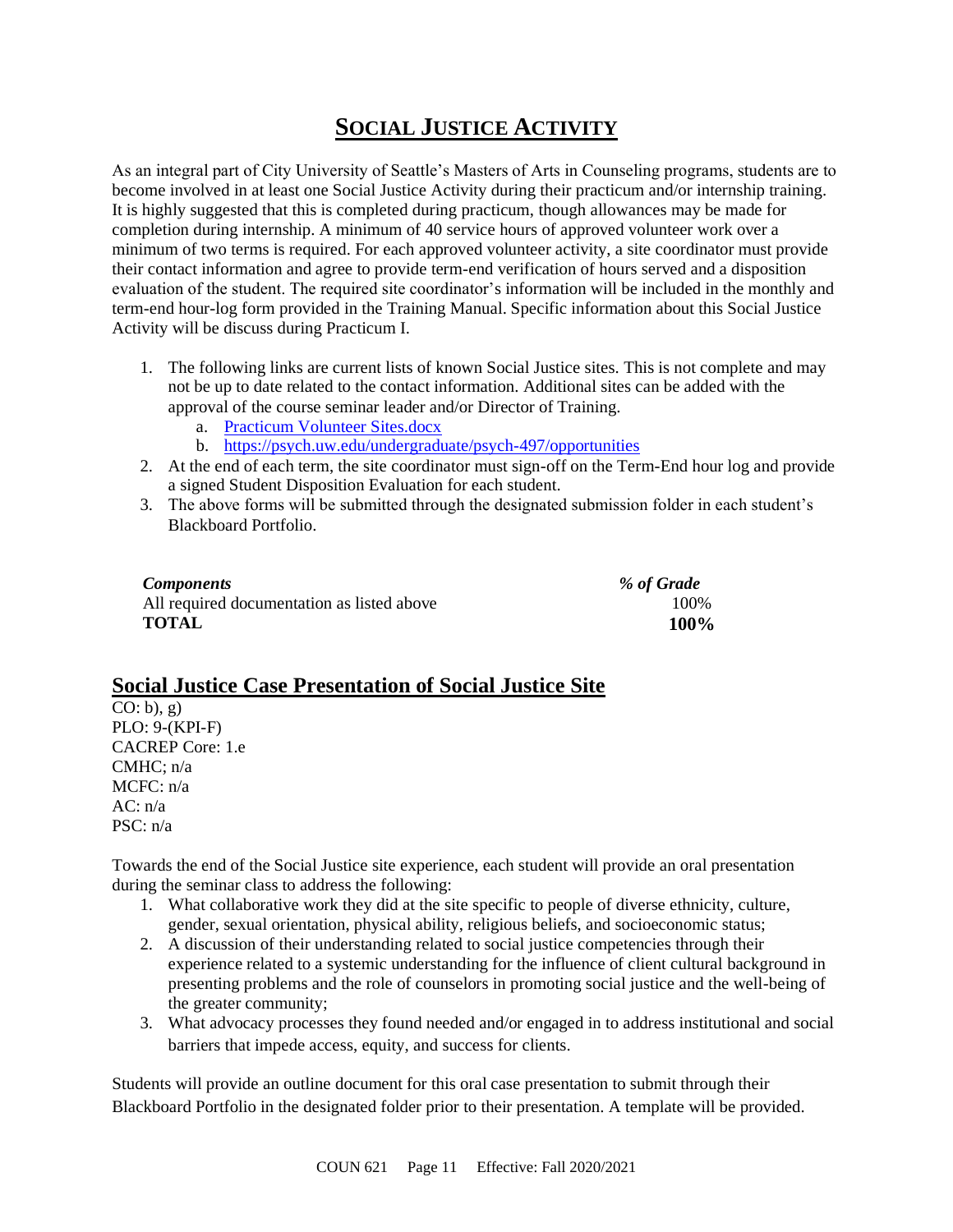# SOCIAL JUSTICE ACTIVITY

As an integral part of City University of Seattle's Masters of Arts in Counseling programs, students are to become involved in at least one Social Justice Activity during their practicum and/or internship training. It is highly suggested that this is completed during practicum, though allowances may be made for completion during internship. A minimum of 40 service hours of approved volunteer work over a minimum of two terms is required. For each approved volunteer activity, a site coordinator must provide their contact information and agree to provide term-end verification of hours served and a disposition evaluation of the student. The required site coordinator's information will be included in the monthly and term-end hour-log form provided in the Training Manual. Specific information about this Social Justice Activity will be discuss during Practicum I.

1. The following links are current lists of known Social Justice sites. This is not complete and may not be up to date related to the contact information. Additional sites can be added with the approval of the course seminar leader and/or Director of Training.
   a. Practicum Volunteer Sites.docx
   b. https://psych.uw.edu/undergraduate/psych-497/opportunities
2. At the end of each term, the site coordinator must sign-off on the Term-End hour log and provide a signed Student Disposition Evaluation for each student.
3. The above forms will be submitted through the designated submission folder in each student's Blackboard Portfolio.

| *Components* | *% of Grade* |
|---|---|
| All required documentation as listed above | 100% |
| **TOTAL** | **100%** |

## Social Justice Case Presentation of Social Justice Site

CO: b), g)
PLO: 9-(KPI-F)
CACREP Core: 1.e
CMHC; n/a
MCFC: n/a
AC: n/a
PSC: n/a

Towards the end of the Social Justice site experience, each student will provide an oral presentation during the seminar class to address the following:

1. What collaborative work they did at the site specific to people of diverse ethnicity, culture, gender, sexual orientation, physical ability, religious beliefs, and socioeconomic status;
2. A discussion of their understanding related to social justice competencies through their experience related to a systemic understanding for the influence of client cultural background in presenting problems and the role of counselors in promoting social justice and the well-being of the greater community;
3. What advocacy processes they found needed and/or engaged in to address institutional and social barriers that impede access, equity, and success for clients.

Students will provide an outline document for this oral case presentation to submit through their Blackboard Portfolio in the designated folder prior to their presentation. A template will be provided.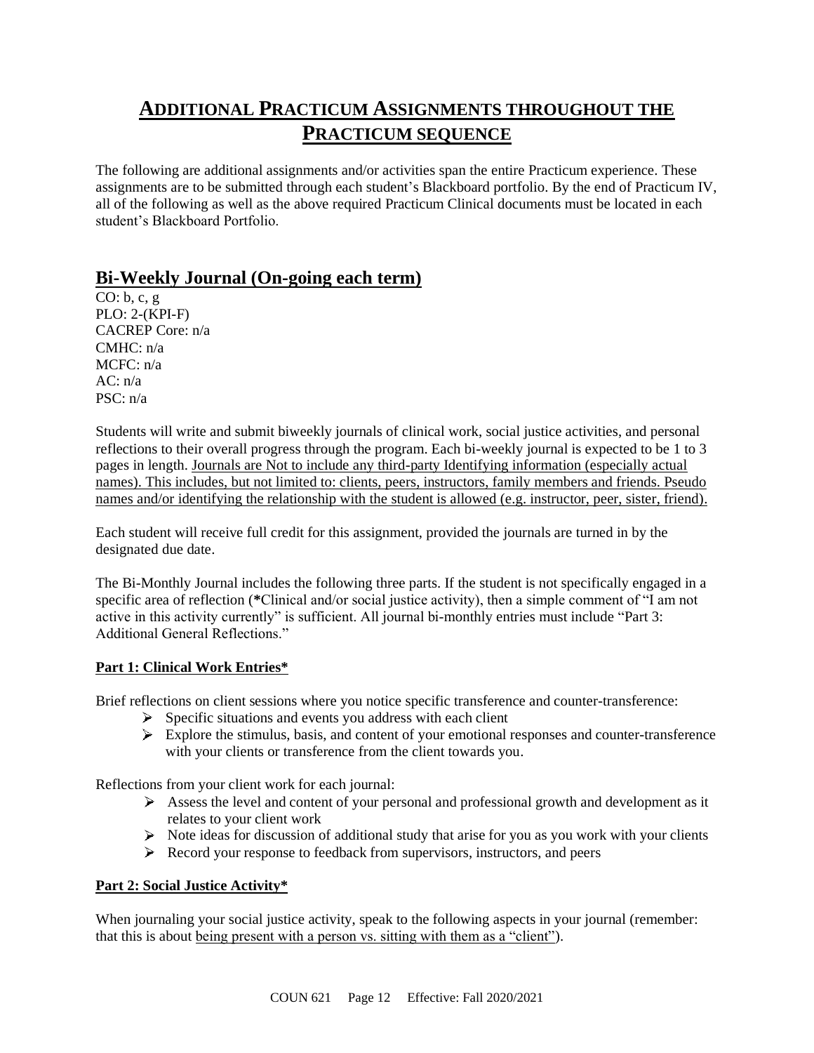# Additional Practicum Assignments throughout the Practicum sequence

The following are additional assignments and/or activities span the entire Practicum experience. These assignments are to be submitted through each student's Blackboard portfolio. By the end of Practicum IV, all of the following as well as the above required Practicum Clinical documents must be located in each student's Blackboard Portfolio.

## Bi-Weekly Journal (On-going each term)

CO: b, c, g
PLO: 2-(KPI-F)
CACREP Core: n/a
CMHC: n/a
MCFC: n/a
AC: n/a
PSC: n/a

Students will write and submit biweekly journals of clinical work, social justice activities, and personal reflections to their overall progress through the program. Each bi-weekly journal is expected to be 1 to 3 pages in length. Journals are Not to include any third-party Identifying information (especially actual names). This includes, but not limited to: clients, peers, instructors, family members and friends. Pseudo names and/or identifying the relationship with the student is allowed (e.g. instructor, peer, sister, friend).

Each student will receive full credit for this assignment, provided the journals are turned in by the designated due date.

The Bi-Monthly Journal includes the following three parts. If the student is not specifically engaged in a specific area of reflection (*Clinical and/or social justice activity), then a simple comment of "I am not active in this activity currently" is sufficient. All journal bi-monthly entries must include "Part 3: Additional General Reflections."

**Part 1: Clinical Work Entries***

Brief reflections on client sessions where you notice specific transference and counter-transference:

- Specific situations and events you address with each client
- Explore the stimulus, basis, and content of your emotional responses and counter-transference with your clients or transference from the client towards you.

Reflections from your client work for each journal:

- Assess the level and content of your personal and professional growth and development as it relates to your client work
- Note ideas for discussion of additional study that arise for you as you work with your clients
- Record your response to feedback from supervisors, instructors, and peers

**Part 2: Social Justice Activity***

When journaling your social justice activity, speak to the following aspects in your journal (remember: that this is about being present with a person vs. sitting with them as a "client").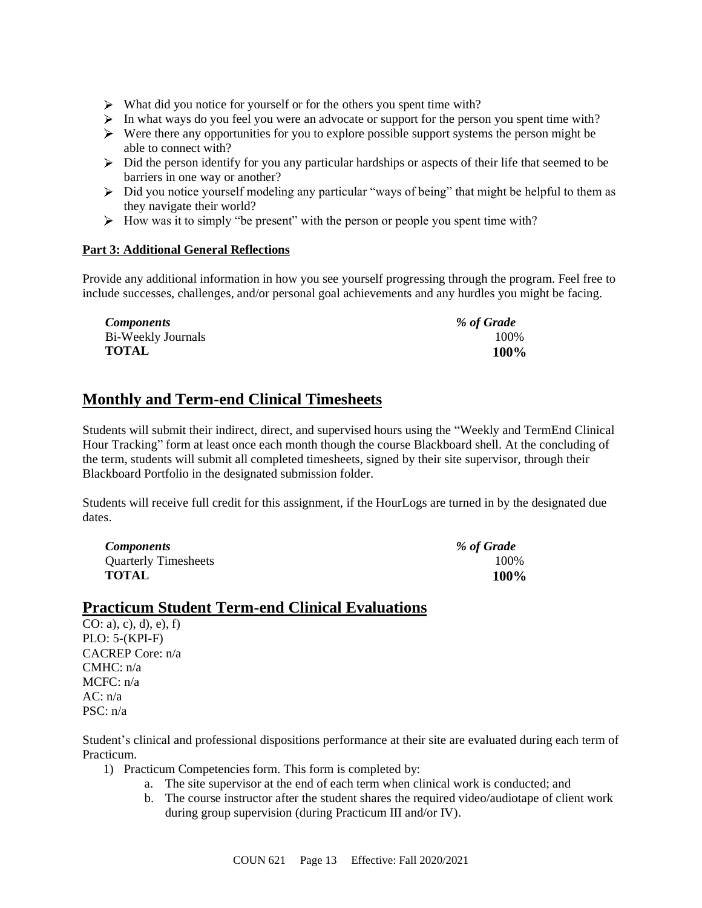- What did you notice for yourself or for the others you spent time with?
- In what ways do you feel you were an advocate or support for the person you spent time with?
- Were there any opportunities for you to explore possible support systems the person might be able to connect with?
- Did the person identify for you any particular hardships or aspects of their life that seemed to be barriers in one way or another?
- Did you notice yourself modeling any particular "ways of being" that might be helpful to them as they navigate their world?
- How was it to simply "be present" with the person or people you spent time with?

**Part 3: Additional General Reflections**

Provide any additional information in how you see yourself progressing through the program. Feel free to include successes, challenges, and/or personal goal achievements and any hurdles you might be facing.

| *Components* | *% of Grade* |
|---|---|
| Bi-Weekly Journals | 100% |
| **TOTAL** | **100%** |

## Monthly and Term-end Clinical Timesheets

Students will submit their indirect, direct, and supervised hours using the "Weekly and TermEnd Clinical Hour Tracking" form at least once each month though the course Blackboard shell. At the concluding of the term, students will submit all completed timesheets, signed by their site supervisor, through their Blackboard Portfolio in the designated submission folder.

Students will receive full credit for this assignment, if the HourLogs are turned in by the designated due dates.

| *Components* | *% of Grade* |
|---|---|
| Quarterly Timesheets | 100% |
| **TOTAL** | **100%** |

## Practicum Student Term-end Clinical Evaluations

CO: a), c), d), e), f)
PLO: 5-(KPI-F)
CACREP Core: n/a
CMHC: n/a
MCFC: n/a
AC: n/a
PSC: n/a

Student's clinical and professional dispositions performance at their site are evaluated during each term of Practicum.

1) Practicum Competencies form. This form is completed by:
    a. The site supervisor at the end of each term when clinical work is conducted; and
    b. The course instructor after the student shares the required video/audiotape of client work during group supervision (during Practicum III and/or IV).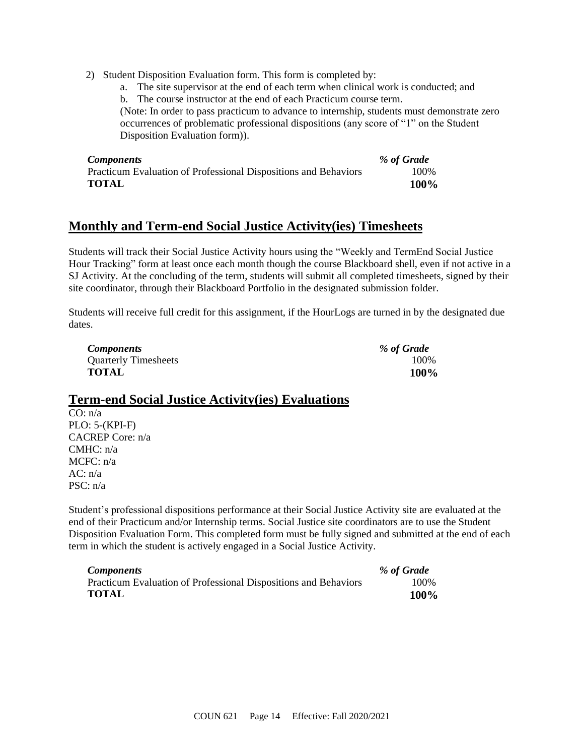2) Student Disposition Evaluation form. This form is completed by:
   a. The site supervisor at the end of each term when clinical work is conducted; and
   b. The course instructor at the end of each Practicum course term.

   (Note: In order to pass practicum to advance to internship, students must demonstrate zero occurrences of problematic professional dispositions (any score of "1" on the Student Disposition Evaluation form)).

| *Components* | *% of Grade* |
|---|---|
| Practicum Evaluation of Professional Dispositions and Behaviors | 100% |
| **TOTAL** | **100%** |

## Monthly and Term-end Social Justice Activity(ies) Timesheets

Students will track their Social Justice Activity hours using the "Weekly and TermEnd Social Justice Hour Tracking" form at least once each month though the course Blackboard shell, even if not active in a SJ Activity. At the concluding of the term, students will submit all completed timesheets, signed by their site coordinator, through their Blackboard Portfolio in the designated submission folder.

Students will receive full credit for this assignment, if the HourLogs are turned in by the designated due dates.

| *Components* | *% of Grade* |
|---|---|
| Quarterly Timesheets | 100% |
| **TOTAL** | **100%** |

## Term-end Social Justice Activity(ies) Evaluations

CO: n/a
PLO: 5-(KPI-F)
CACREP Core: n/a
CMHC: n/a
MCFC: n/a
AC: n/a
PSC: n/a

Student's professional dispositions performance at their Social Justice Activity site are evaluated at the end of their Practicum and/or Internship terms. Social Justice site coordinators are to use the Student Disposition Evaluation Form. This completed form must be fully signed and submitted at the end of each term in which the student is actively engaged in a Social Justice Activity.

| *Components* | *% of Grade* |
|---|---|
| Practicum Evaluation of Professional Dispositions and Behaviors | 100% |
| **TOTAL** | **100%** |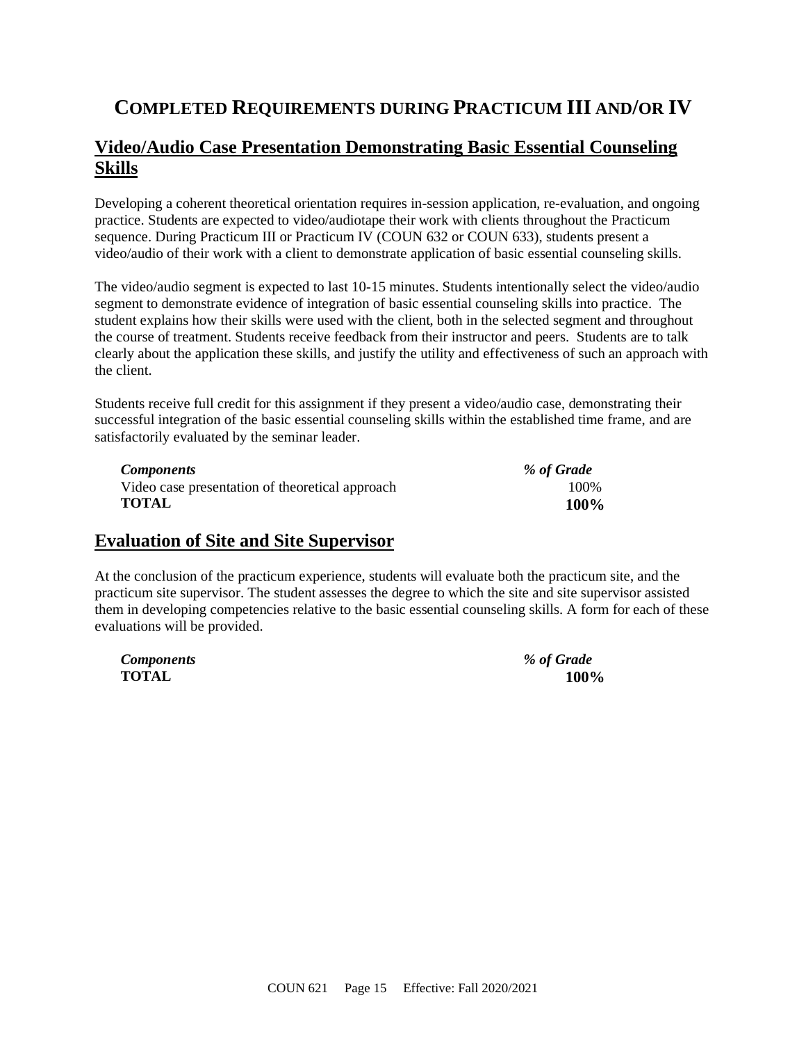# COMPLETED REQUIREMENTS DURING PRACTICUM III AND/OR IV

## Video/Audio Case Presentation Demonstrating Basic Essential Counseling Skills

Developing a coherent theoretical orientation requires in-session application, re-evaluation, and ongoing practice. Students are expected to video/audiotape their work with clients throughout the Practicum sequence. During Practicum III or Practicum IV (COUN 632 or COUN 633), students present a video/audio of their work with a client to demonstrate application of basic essential counseling skills.

The video/audio segment is expected to last 10-15 minutes. Students intentionally select the video/audio segment to demonstrate evidence of integration of basic essential counseling skills into practice. The student explains how their skills were used with the client, both in the selected segment and throughout the course of treatment. Students receive feedback from their instructor and peers. Students are to talk clearly about the application these skills, and justify the utility and effectiveness of such an approach with the client.

Students receive full credit for this assignment if they present a video/audio case, demonstrating their successful integration of the basic essential counseling skills within the established time frame, and are satisfactorily evaluated by the seminar leader.

| *Components* | *% of Grade* |
| --- | --- |
| Video case presentation of theoretical approach | 100% |
| **TOTAL** | **100%** |

## Evaluation of Site and Site Supervisor

At the conclusion of the practicum experience, students will evaluate both the practicum site, and the practicum site supervisor. The student assesses the degree to which the site and site supervisor assisted them in developing competencies relative to the basic essential counseling skills. A form for each of these evaluations will be provided.

| *Components* | *% of Grade* |
| --- | --- |
| **TOTAL** | **100%** |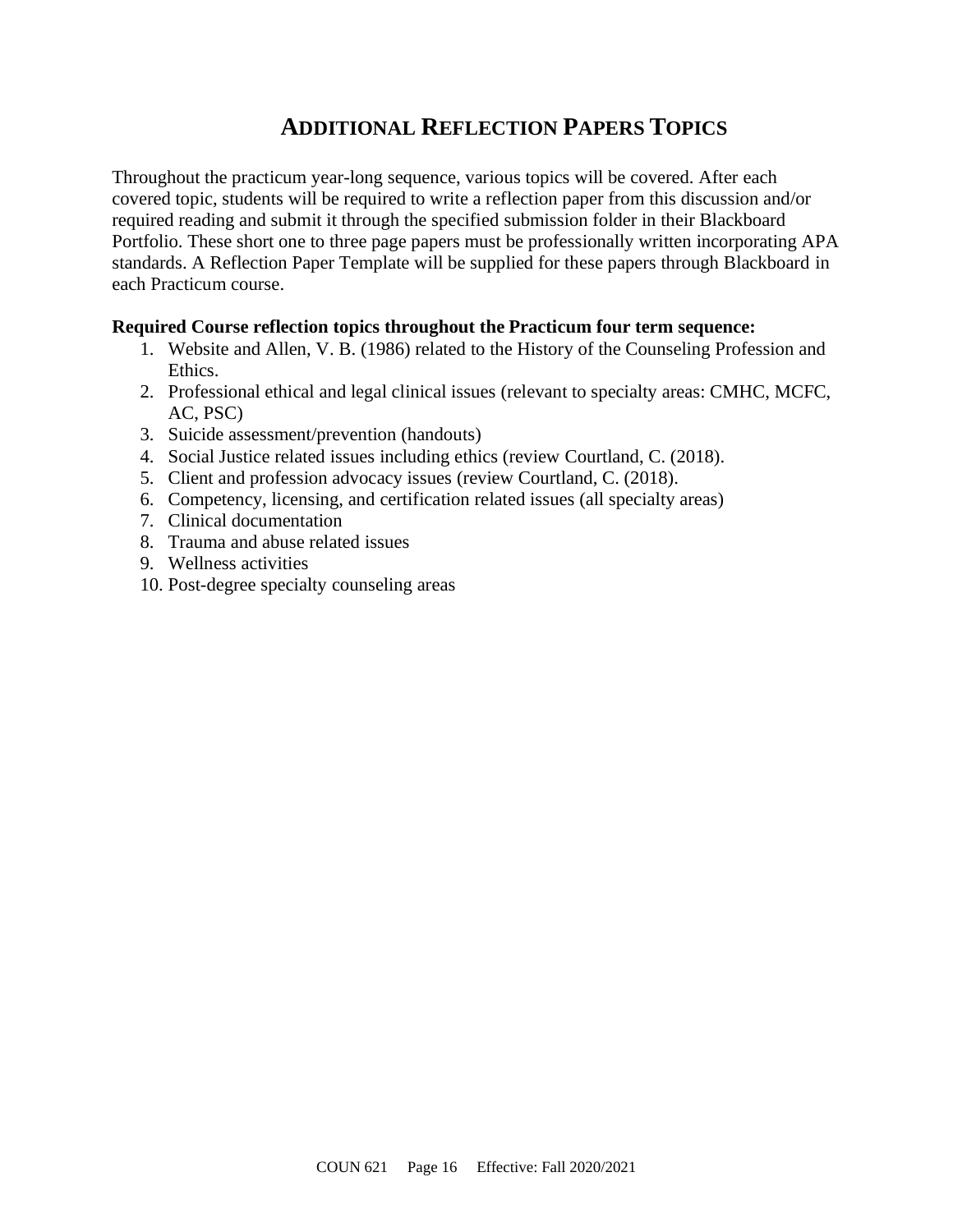# Additional Reflection Papers Topics

Throughout the practicum year-long sequence, various topics will be covered. After each covered topic, students will be required to write a reflection paper from this discussion and/or required reading and submit it through the specified submission folder in their Blackboard Portfolio. These short one to three page papers must be professionally written incorporating APA standards. A Reflection Paper Template will be supplied for these papers through Blackboard in each Practicum course.

**Required Course reflection topics throughout the Practicum four term sequence:**

1. Website and Allen, V. B. (1986) related to the History of the Counseling Profession and Ethics.
2. Professional ethical and legal clinical issues (relevant to specialty areas: CMHC, MCFC, AC, PSC)
3. Suicide assessment/prevention (handouts)
4. Social Justice related issues including ethics (review Courtland, C. (2018).
5. Client and profession advocacy issues (review Courtland, C. (2018).
6. Competency, licensing, and certification related issues (all specialty areas)
7. Clinical documentation
8. Trauma and abuse related issues
9. Wellness activities
10. Post-degree specialty counseling areas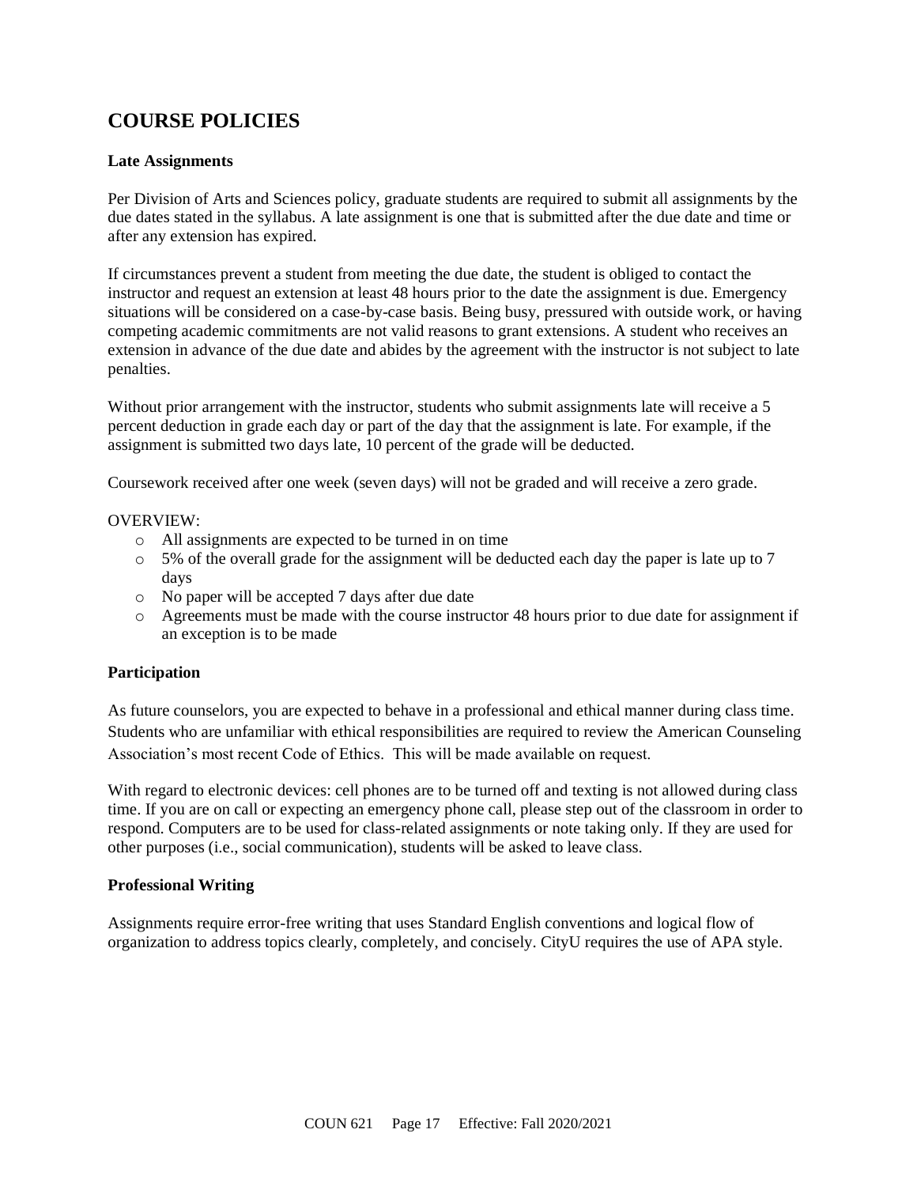## COURSE POLICIES

### Late Assignments

Per Division of Arts and Sciences policy, graduate students are required to submit all assignments by the due dates stated in the syllabus. A late assignment is one that is submitted after the due date and time or after any extension has expired.

If circumstances prevent a student from meeting the due date, the student is obliged to contact the instructor and request an extension at least 48 hours prior to the date the assignment is due. Emergency situations will be considered on a case-by-case basis. Being busy, pressured with outside work, or having competing academic commitments are not valid reasons to grant extensions. A student who receives an extension in advance of the due date and abides by the agreement with the instructor is not subject to late penalties.

Without prior arrangement with the instructor, students who submit assignments late will receive a 5 percent deduction in grade each day or part of the day that the assignment is late. For example, if the assignment is submitted two days late, 10 percent of the grade will be deducted.

Coursework received after one week (seven days) will not be graded and will receive a zero grade.

OVERVIEW:

- All assignments are expected to be turned in on time
- 5% of the overall grade for the assignment will be deducted each day the paper is late up to 7 days
- No paper will be accepted 7 days after due date
- Agreements must be made with the course instructor 48 hours prior to due date for assignment if an exception is to be made

### Participation

As future counselors, you are expected to behave in a professional and ethical manner during class time. Students who are unfamiliar with ethical responsibilities are required to review the American Counseling Association's most recent Code of Ethics. This will be made available on request.

With regard to electronic devices: cell phones are to be turned off and texting is not allowed during class time. If you are on call or expecting an emergency phone call, please step out of the classroom in order to respond. Computers are to be used for class-related assignments or note taking only. If they are used for other purposes (i.e., social communication), students will be asked to leave class.

### Professional Writing

Assignments require error-free writing that uses Standard English conventions and logical flow of organization to address topics clearly, completely, and concisely. CityU requires the use of APA style.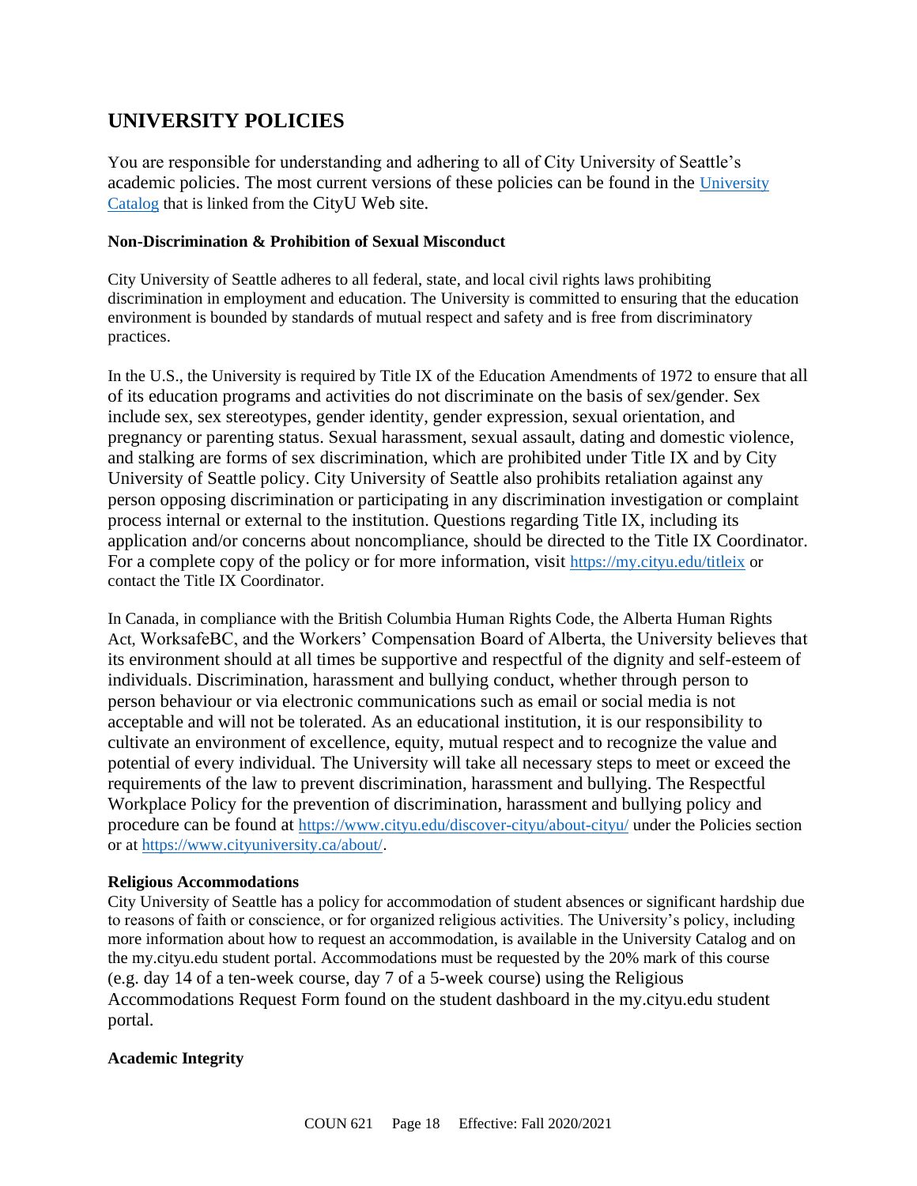## UNIVERSITY POLICIES

You are responsible for understanding and adhering to all of City University of Seattle's academic policies. The most current versions of these policies can be found in the University Catalog that is linked from the CityU Web site.

**Non-Discrimination & Prohibition of Sexual Misconduct**

City University of Seattle adheres to all federal, state, and local civil rights laws prohibiting discrimination in employment and education. The University is committed to ensuring that the education environment is bounded by standards of mutual respect and safety and is free from discriminatory practices.

In the U.S., the University is required by Title IX of the Education Amendments of 1972 to ensure that all of its education programs and activities do not discriminate on the basis of sex/gender. Sex include sex, sex stereotypes, gender identity, gender expression, sexual orientation, and pregnancy or parenting status. Sexual harassment, sexual assault, dating and domestic violence, and stalking are forms of sex discrimination, which are prohibited under Title IX and by City University of Seattle policy. City University of Seattle also prohibits retaliation against any person opposing discrimination or participating in any discrimination investigation or complaint process internal or external to the institution. Questions regarding Title IX, including its application and/or concerns about noncompliance, should be directed to the Title IX Coordinator. For a complete copy of the policy or for more information, visit https://my.cityu.edu/titleix or contact the Title IX Coordinator.

In Canada, in compliance with the British Columbia Human Rights Code, the Alberta Human Rights Act, WorksafeBC, and the Workers' Compensation Board of Alberta, the University believes that its environment should at all times be supportive and respectful of the dignity and self-esteem of individuals. Discrimination, harassment and bullying conduct, whether through person to person behaviour or via electronic communications such as email or social media is not acceptable and will not be tolerated. As an educational institution, it is our responsibility to cultivate an environment of excellence, equity, mutual respect and to recognize the value and potential of every individual. The University will take all necessary steps to meet or exceed the requirements of the law to prevent discrimination, harassment and bullying. The Respectful Workplace Policy for the prevention of discrimination, harassment and bullying policy and procedure can be found at https://www.cityu.edu/discover-cityu/about-cityu/ under the Policies section or at https://www.cityuniversity.ca/about/.

**Religious Accommodations**

City University of Seattle has a policy for accommodation of student absences or significant hardship due to reasons of faith or conscience, or for organized religious activities. The University's policy, including more information about how to request an accommodation, is available in the University Catalog and on the my.cityu.edu student portal. Accommodations must be requested by the 20% mark of this course (e.g. day 14 of a ten-week course, day 7 of a 5-week course) using the Religious Accommodations Request Form found on the student dashboard in the my.cityu.edu student portal.

**Academic Integrity**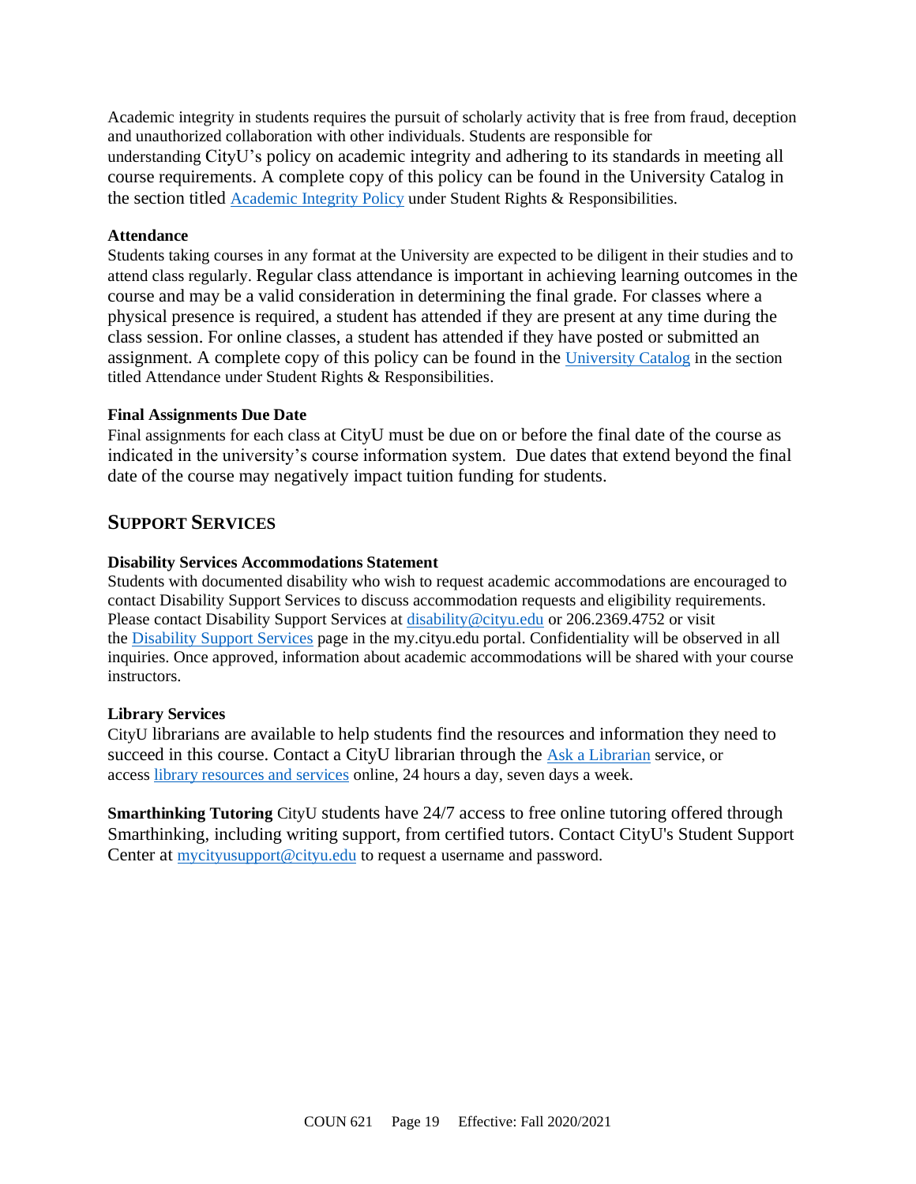Academic integrity in students requires the pursuit of scholarly activity that is free from fraud, deception and unauthorized collaboration with other individuals. Students are responsible for understanding CityU's policy on academic integrity and adhering to its standards in meeting all course requirements. A complete copy of this policy can be found in the University Catalog in the section titled Academic Integrity Policy under Student Rights & Responsibilities.

**Attendance**

Students taking courses in any format at the University are expected to be diligent in their studies and to attend class regularly. Regular class attendance is important in achieving learning outcomes in the course and may be a valid consideration in determining the final grade. For classes where a physical presence is required, a student has attended if they are present at any time during the class session. For online classes, a student has attended if they have posted or submitted an assignment. A complete copy of this policy can be found in the University Catalog in the section titled Attendance under Student Rights & Responsibilities.

**Final Assignments Due Date**

Final assignments for each class at CityU must be due on or before the final date of the course as indicated in the university's course information system. Due dates that extend beyond the final date of the course may negatively impact tuition funding for students.

## SUPPORT SERVICES

**Disability Services Accommodations Statement**

Students with documented disability who wish to request academic accommodations are encouraged to contact Disability Support Services to discuss accommodation requests and eligibility requirements. Please contact Disability Support Services at disability@cityu.edu or 206.2369.4752 or visit the Disability Support Services page in the my.cityu.edu portal. Confidentiality will be observed in all inquiries. Once approved, information about academic accommodations will be shared with your course instructors.

**Library Services**

CityU librarians are available to help students find the resources and information they need to succeed in this course. Contact a CityU librarian through the Ask a Librarian service, or access library resources and services online, 24 hours a day, seven days a week.

**Smarthinking Tutoring** CityU students have 24/7 access to free online tutoring offered through Smarthinking, including writing support, from certified tutors. Contact CityU's Student Support Center at mycityusupport@cityu.edu to request a username and password.